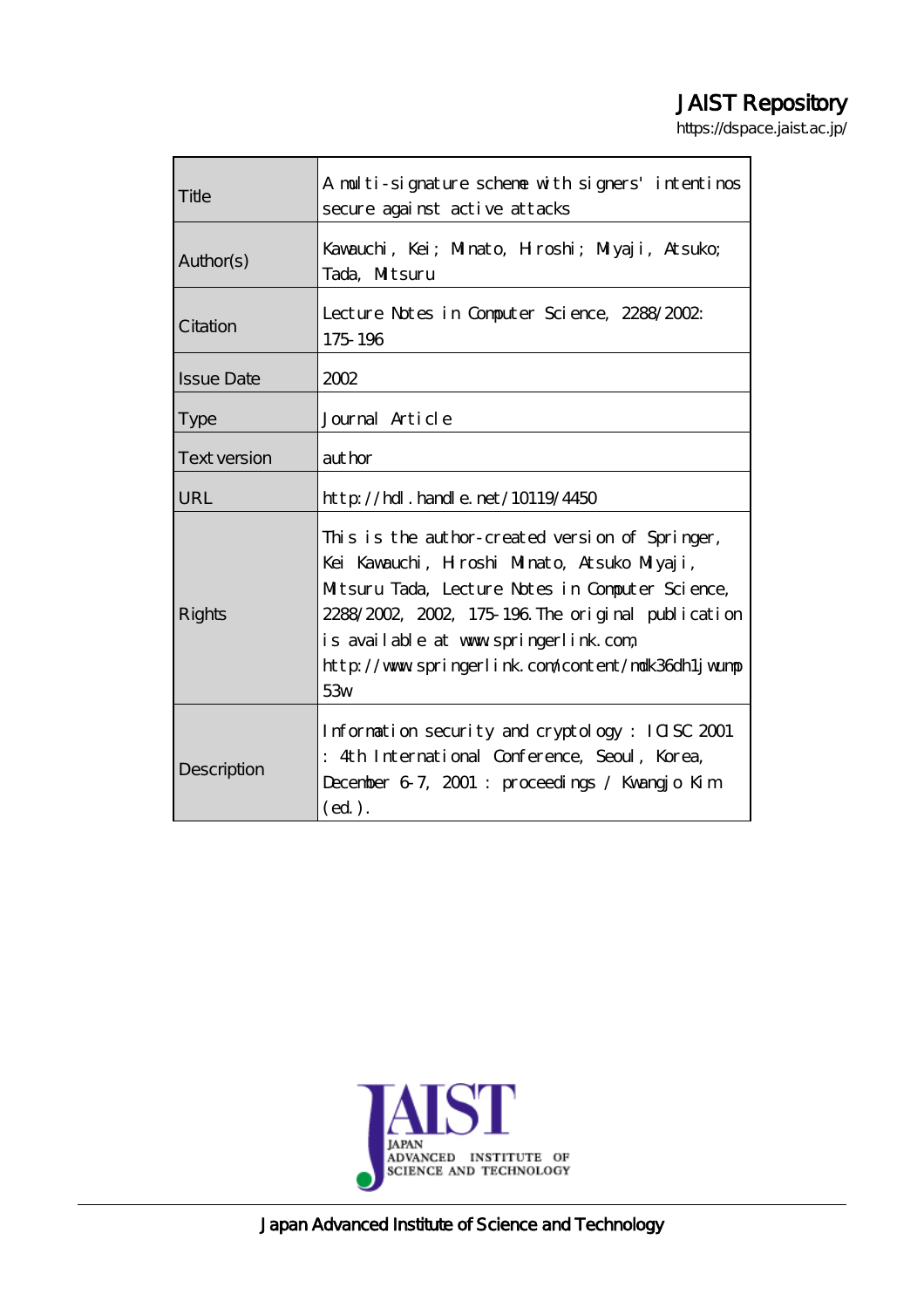# JAIST Repository

https://dspace.jaist.ac.jp/

| | |
|---|---|
| Title | A multi-signature scheme with signers' intentinos secure against active attacks |
| Author(s) | Kawauchi, Kei; Minato, Hiroshi; Miyaji, Atsuko; Tada, Mitsuru |
| Citation | Lecture Notes in Computer Science, 2288/2002: 175-196 |
| Issue Date | 2002 |
| Type | Journal Article |
| Text version | author |
| URL | http://hdl.handle.net/10119/4450 |
| Rights | This is the author-created version of Springer, Kei Kawauchi, Hiroshi Minato, Atsuko Miyaji, Mitsuru Tada, Lecture Notes in Computer Science, 2288/2002, 2002, 175-196. The original publication is available at www.springerlink.com, http://www.springerlink.com/content/mdk36dh1jwump53w |
| Description | Information security and cryptology : ICISC 2001 : 4th International Conference, Seoul, Korea, December 6-7, 2001 : proceedings / Kwangjo Kim (ed.). |

Japan Advanced Institute of Science and Technology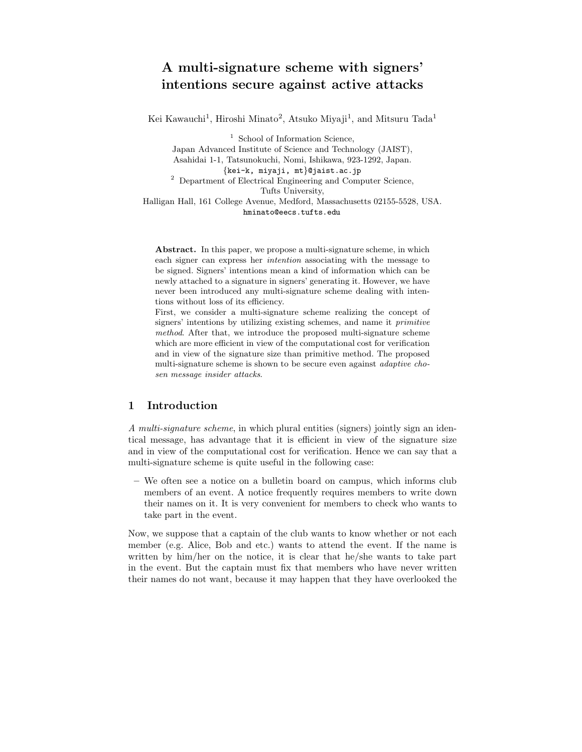# A multi-signature scheme with signers' intentions secure against active attacks

Kei Kawauchi[1], Hiroshi Minato[2], Atsuko Miyaji[1], and Mitsuru Tada[1]

[1] School of Information Science,
Japan Advanced Institute of Science and Technology (JAIST),
Asahidai 1-1, Tatsunokuchi, Nomi, Ishikawa, 923-1292, Japan.
{kei-k, miyaji, mt}@jaist.ac.jp

[2] Department of Electrical Engineering and Computer Science,
Tufts University,
Halligan Hall, 161 College Avenue, Medford, Massachusetts 02155-5528, USA.
hminato@eecs.tufts.edu

**Abstract.** In this paper, we propose a multi-signature scheme, in which each signer can express her *intention* associating with the message to be signed. Signers' intentions mean a kind of information which can be newly attached to a signature in signers' generating it. However, we have never been introduced any multi-signature scheme dealing with intentions without loss of its efficiency.
First, we consider a multi-signature scheme realizing the concept of signers' intentions by utilizing existing schemes, and name it *primitive method*. After that, we introduce the proposed multi-signature scheme which are more efficient in view of the computational cost for verification and in view of the signature size than primitive method. The proposed multi-signature scheme is shown to be secure even against *adaptive chosen message insider attacks*.

## 1 Introduction

*A multi-signature scheme*, in which plural entities (signers) jointly sign an identical message, has advantage that it is efficient in view of the signature size and in view of the computational cost for verification. Hence we can say that a multi-signature scheme is quite useful in the following case:

– We often see a notice on a bulletin board on campus, which informs club members of an event. A notice frequently requires members to write down their names on it. It is very convenient for members to check who wants to take part in the event.

Now, we suppose that a captain of the club wants to know whether or not each member (e.g. Alice, Bob and etc.) wants to attend the event. If the name is written by him/her on the notice, it is clear that he/she wants to take part in the event. But the captain must fix that members who have never written their names do not want, because it may happen that they have overlooked the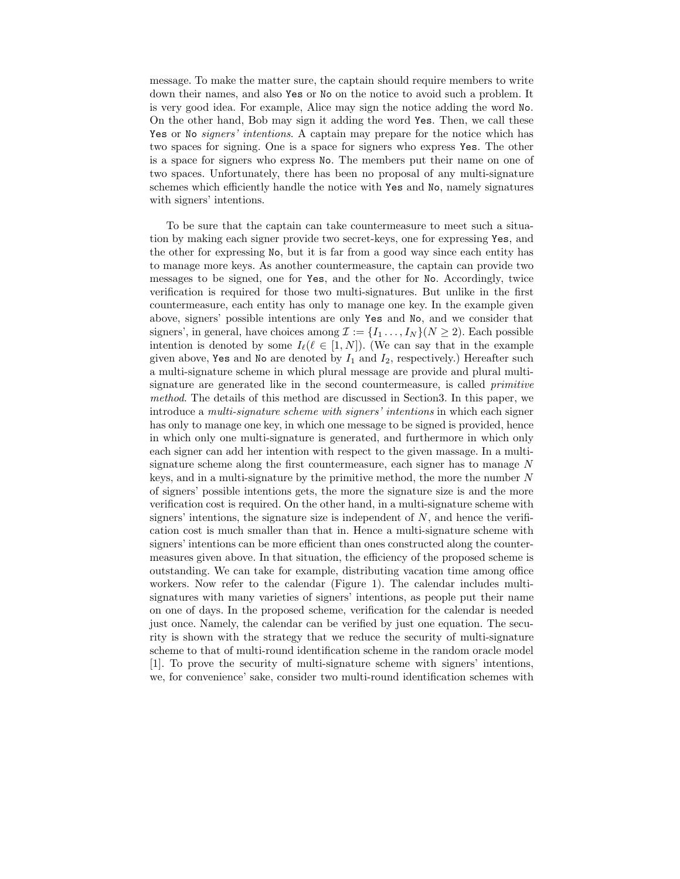message. To make the matter sure, the captain should require members to write down their names, and also Yes or No on the notice to avoid such a problem. It is very good idea. For example, Alice may sign the notice adding the word No. On the other hand, Bob may sign it adding the word Yes. Then, we call these Yes or No *signers' intentions*. A captain may prepare for the notice which has two spaces for signing. One is a space for signers who express Yes. The other is a space for signers who express No. The members put their name on one of two spaces. Unfortunately, there has been no proposal of any multi-signature schemes which efficiently handle the notice with Yes and No, namely signatures with signers' intentions.

To be sure that the captain can take countermeasure to meet such a situation by making each signer provide two secret-keys, one for expressing Yes, and the other for expressing No, but it is far from a good way since each entity has to manage more keys. As another countermeasure, the captain can provide two messages to be signed, one for Yes, and the other for No. Accordingly, twice verification is required for those two multi-signatures. But unlike in the first countermeasure, each entity has only to manage one key. In the example given above, signers' possible intentions are only Yes and No, and we consider that signers', in general, have choices among $\mathcal{I} := \{I_1 \ldots, I_N\} (N \geq 2)$. Each possible intention is denoted by some $I_\ell (\ell \in [1, N])$. (We can say that in the example given above, Yes and No are denoted by $I_1$ and $I_2$, respectively.) Hereafter such a multi-signature scheme in which plural message are provide and plural multi-signature are generated like in the second countermeasure, is called *primitive method*. The details of this method are discussed in Section3. In this paper, we introduce a *multi-signature scheme with signers' intentions* in which each signer has only to manage one key, in which one message to be signed is provided, hence in which only one multi-signature is generated, and furthermore in which only each signer can add her intention with respect to the given massage. In a multi-signature scheme along the first countermeasure, each signer has to manage $N$ keys, and in a multi-signature by the primitive method, the more the number $N$ of signers' possible intentions gets, the more the signature size is and the more verification cost is required. On the other hand, in a multi-signature scheme with signers' intentions, the signature size is independent of $N$, and hence the verification cost is much smaller than that in. Hence a multi-signature scheme with signers' intentions can be more efficient than ones constructed along the countermeasures given above. In that situation, the efficiency of the proposed scheme is outstanding. We can take for example, distributing vacation time among office workers. Now refer to the calendar (Figure 1). The calendar includes multi-signatures with many varieties of signers' intentions, as people put their name on one of days. In the proposed scheme, verification for the calendar is needed just once. Namely, the calendar can be verified by just one equation. The security is shown with the strategy that we reduce the security of multi-signature scheme to that of multi-round identification scheme in the random oracle model [1]. To prove the security of multi-signature scheme with signers' intentions, we, for convenience' sake, consider two multi-round identification schemes with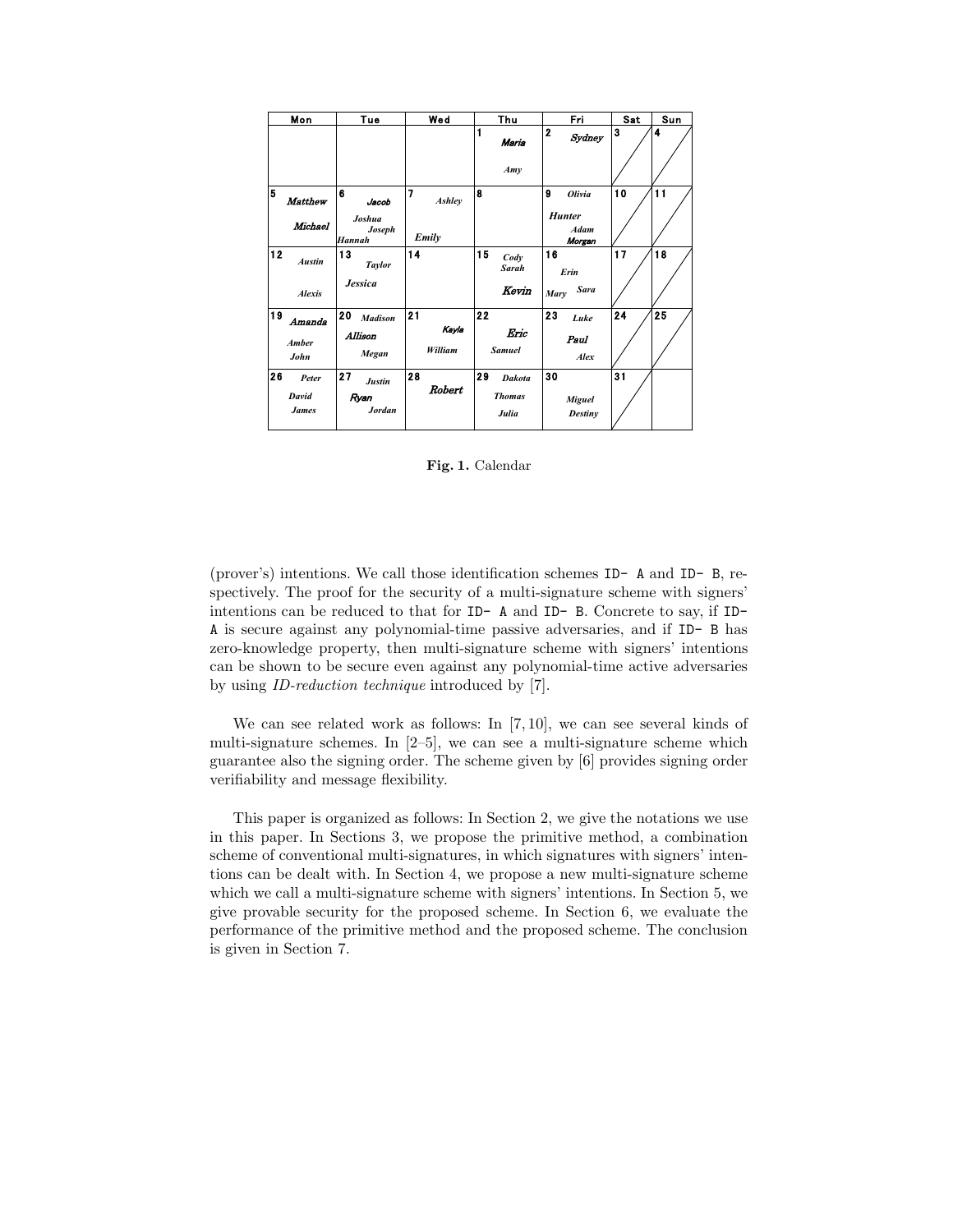| Mon | Tue | Wed | Thu | Fri | Sat | Sun |
|---|---|---|---|---|---|---|
| | | | 1 Maria Amy | 2 Sydney | 3 | 4 |
| 5 Matthew Michael | 6 Jacob Joshua Joseph Hannah | 7 Ashley Emily | 8 | 9 Olivia Hunter Adam Morgan | 10 | 11 |
| 12 Austin Alexis | 13 Taylor Jessica | 14 | 15 Cody Sarah Kevin | 16 Erin Mary Sara | 17 | 18 |
| 19 Amanda Amber John | 20 Madison Allison Megan | 21 Kayla William | 22 Eric Samuel | 23 Luke Paul Alex | 24 | 25 |
| 26 Peter David James | 27 Justin Ryan Jordan | 28 Robert | 29 Dakota Thomas Julia | 30 Miguel Destiny | 31 | |

**Fig. 1.** Calendar

(prover's) intentions. We call those identification schemes ID- A and ID- B, respectively. The proof for the security of a multi-signature scheme with signers' intentions can be reduced to that for ID- A and ID- B. Concrete to say, if ID- A is secure against any polynomial-time passive adversaries, and if ID- B has zero-knowledge property, then multi-signature scheme with signers' intentions can be shown to be secure even against any polynomial-time active adversaries by using *ID-reduction technique* introduced by [7].

We can see related work as follows: In [7, 10], we can see several kinds of multi-signature schemes. In [2–5], we can see a multi-signature scheme which guarantee also the signing order. The scheme given by [6] provides signing order verifiability and message flexibility.

This paper is organized as follows: In Section 2, we give the notations we use in this paper. In Sections 3, we propose the primitive method, a combination scheme of conventional multi-signatures, in which signatures with signers' intentions can be dealt with. In Section 4, we propose a new multi-signature scheme which we call a multi-signature scheme with signers' intentions. In Section 5, we give provable security for the proposed scheme. In Section 6, we evaluate the performance of the primitive method and the proposed scheme. The conclusion is given in Section 7.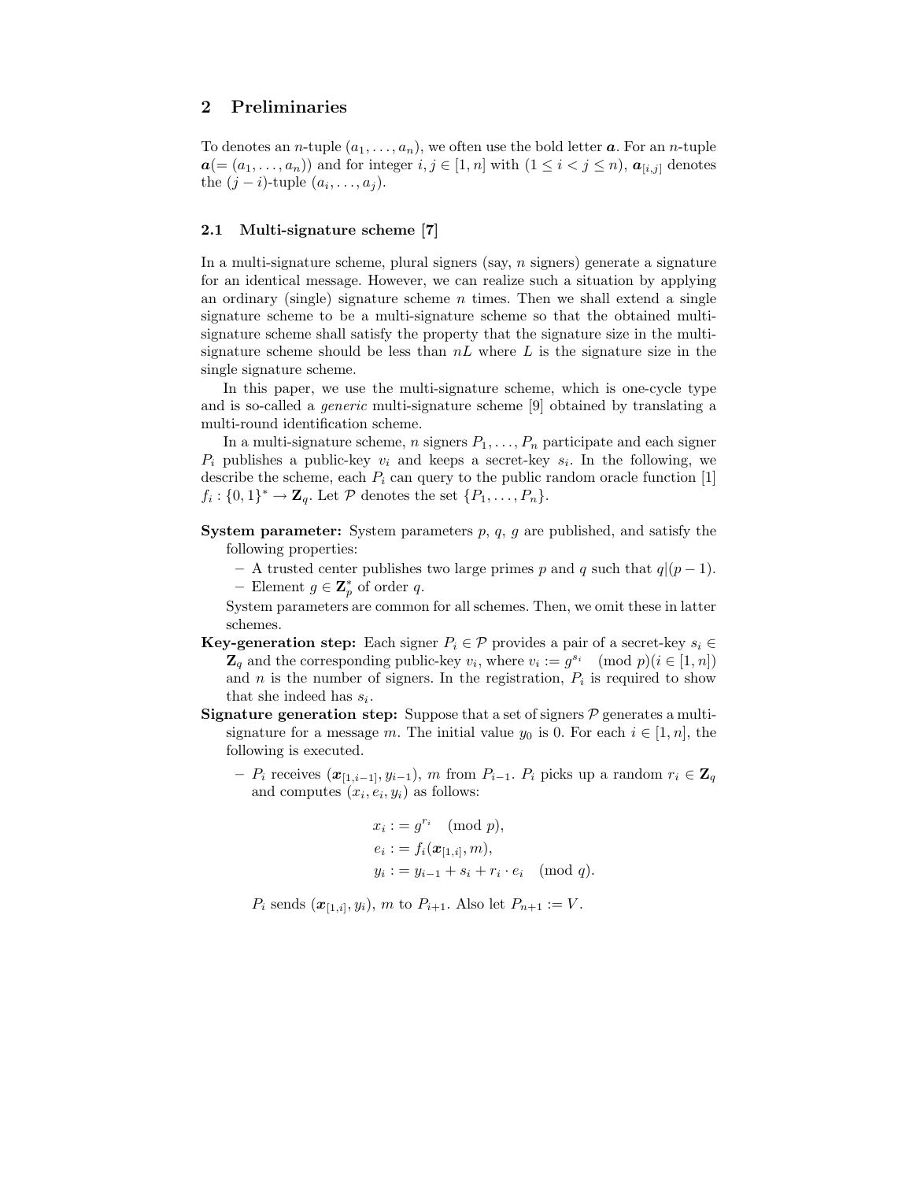## 2 Preliminaries

To denotes an $n$-tuple $(a_1, \ldots, a_n)$, we often use the bold letter $\boldsymbol{a}$. For an $n$-tuple $\boldsymbol{a}(= (a_1, \ldots, a_n))$ and for integer $i, j \in [1, n]$ with $(1 \leq i < j \leq n)$, $\boldsymbol{a}_{[i,j]}$ denotes the $(j - i)$-tuple $(a_i, \ldots, a_j)$.

### 2.1 Multi-signature scheme [7]

In a multi-signature scheme, plural signers (say, $n$ signers) generate a signature for an identical message. However, we can realize such a situation by applying an ordinary (single) signature scheme $n$ times. Then we shall extend a single signature scheme to be a multi-signature scheme so that the obtained multi-signature scheme shall satisfy the property that the signature size in the multi-signature scheme should be less than $nL$ where $L$ is the signature size in the single signature scheme.

In this paper, we use the multi-signature scheme, which is one-cycle type and is so-called a *generic* multi-signature scheme [9] obtained by translating a multi-round identification scheme.

In a multi-signature scheme, $n$ signers $P_1, \ldots, P_n$ participate and each signer $P_i$ publishes a public-key $v_i$ and keeps a secret-key $s_i$. In the following, we describe the scheme, each $P_i$ can query to the public random oracle function [1] $f_i : \{0,1\}^* \rightarrow \mathbf{Z}_q$. Let $\mathcal{P}$ denotes the set $\{P_1, \ldots, P_n\}$.

**System parameter:** System parameters $p$, $q$, $g$ are published, and satisfy the following properties:

- A trusted center publishes two large primes $p$ and $q$ such that $q|(p-1)$.
- Element $g \in \mathbf{Z}_p^*$ of order $q$.

System parameters are common for all schemes. Then, we omit these in latter schemes.

**Key-generation step:** Each signer $P_i \in \mathcal{P}$ provides a pair of a secret-key $s_i \in \mathbf{Z}_q$ and the corresponding public-key $v_i$, where $v_i := g^{s_i} \pmod p (i \in [1, n])$ and $n$ is the number of signers. In the registration, $P_i$ is required to show that she indeed has $s_i$.

**Signature generation step:** Suppose that a set of signers $\mathcal{P}$ generates a multi-signature for a message $m$. The initial value $y_0$ is 0. For each $i \in [1, n]$, the following is executed.

- $P_i$ receives $(\boldsymbol{x}_{[1,i-1]}, y_{i-1})$, $m$ from $P_{i-1}$. $P_i$ picks up a random $r_i \in \mathbf{Z}_q$ and computes $(x_i, e_i, y_i)$ as follows:

$$
\begin{aligned}
x_i &:= g^{r_i} \pmod p, \\
e_i &:= f_i(\boldsymbol{x}_{[1,i]}, m), \\
y_i &:= y_{i-1} + s_i + r_i \cdot e_i \pmod q.
\end{aligned}
$$

$P_i$ sends $(\boldsymbol{x}_{[1,i]}, y_i)$, $m$ to $P_{i+1}$. Also let $P_{n+1} := V$.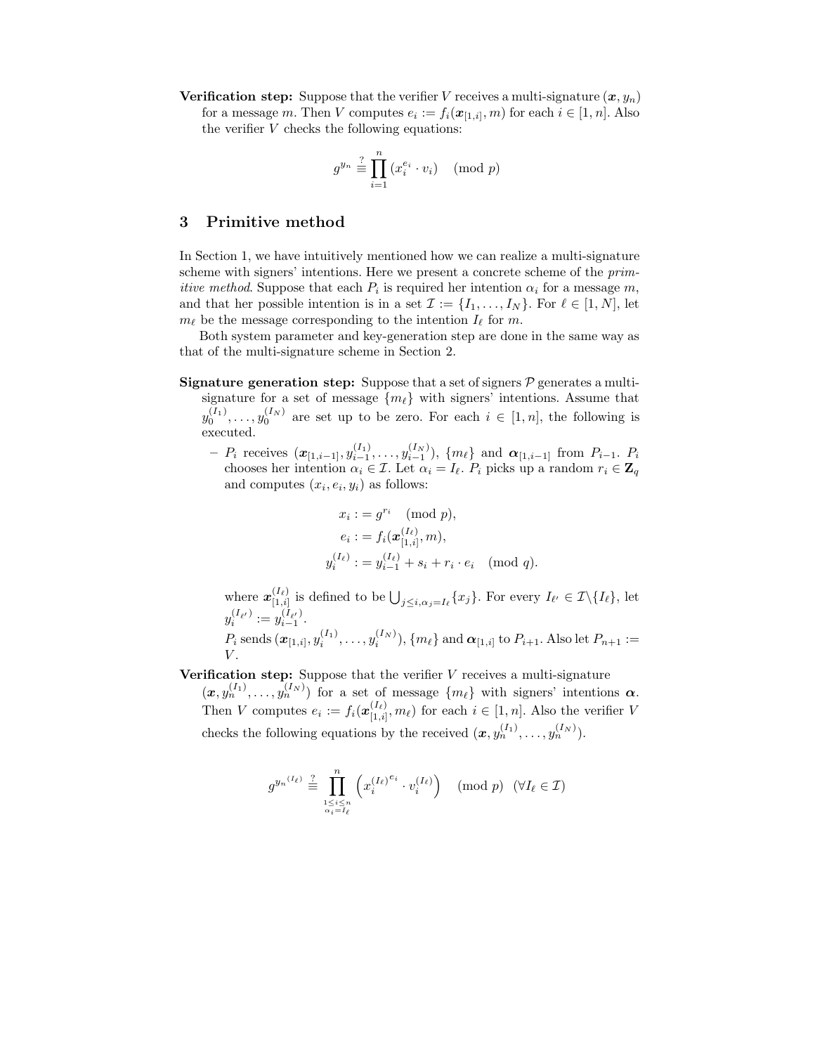**Verification step:** Suppose that the verifier $V$ receives a multi-signature $(\boldsymbol{x}, y_n)$ for a message $m$. Then $V$ computes $e_i := f_i(\boldsymbol{x}_{[1,i]}, m)$ for each $i \in [1, n]$. Also the verifier $V$ checks the following equations:

$$g^{y_n} \stackrel{?}{\equiv} \prod_{i=1}^{n} (x_i^{e_i} \cdot v_i) \pmod{p}$$

## 3 Primitive method

In Section 1, we have intuitively mentioned how we can realize a multi-signature scheme with signers' intentions. Here we present a concrete scheme of the *primitive method*. Suppose that each $P_i$ is required her intention $\alpha_i$ for a message $m$, and that her possible intention is in a set $\mathcal{I} := \{I_1, \ldots, I_N\}$. For $\ell \in [1, N]$, let $m_\ell$ be the message corresponding to the intention $I_\ell$ for $m$.

Both system parameter and key-generation step are done in the same way as that of the multi-signature scheme in Section 2.

**Signature generation step:** Suppose that a set of signers $\mathcal{P}$ generates a multi-signature for a set of message $\{m_\ell\}$ with signers' intentions. Assume that $y_0^{(I_1)}, \ldots, y_0^{(I_N)}$ are set up to be zero. For each $i \in [1, n]$, the following is executed.

- $P_i$ receives $(\boldsymbol{x}_{[1,i-1]}, y_{i-1}^{(I_1)}, \ldots, y_{i-1}^{(I_N)})$, $\{m_\ell\}$ and $\boldsymbol{\alpha}_{[1,i-1]}$ from $P_{i-1}$. $P_i$ chooses her intention $\alpha_i \in \mathcal{I}$. Let $\alpha_i = I_\ell$. $P_i$ picks up a random $r_i \in \mathbf{Z}_q$ and computes $(x_i, e_i, y_i)$ as follows:

$$\begin{aligned} x_i &:= g^{r_i} \pmod{p}, \\ e_i &:= f_i(\boldsymbol{x}_{[1,i]}^{(I_\ell)}, m), \\ y_i^{(I_\ell)} &:= y_{i-1}^{(I_\ell)} + s_i + r_i \cdot e_i \pmod{q}. \end{aligned}$$

  where $\boldsymbol{x}_{[1,i]}^{(I_\ell)}$ is defined to be $\bigcup_{j \le i, \alpha_j = I_\ell} \{x_j\}$. For every $I_{\ell'} \in \mathcal{I} \backslash \{I_\ell\}$, let $y_i^{(I_{\ell'})} := y_{i-1}^{(I_{\ell'})}$.

  $P_i$ sends $(\boldsymbol{x}_{[1,i]}, y_i^{(I_1)}, \ldots, y_i^{(I_N)})$, $\{m_\ell\}$ and $\boldsymbol{\alpha}_{[1,i]}$ to $P_{i+1}$. Also let $P_{n+1} := V$.

**Verification step:** Suppose that the verifier $V$ receives a multi-signature $(\boldsymbol{x}, y_n^{(I_1)}, \ldots, y_n^{(I_N)})$ for a set of message $\{m_\ell\}$ with signers' intentions $\boldsymbol{\alpha}$. Then $V$ computes $e_i := f_i(\boldsymbol{x}_{[1,i]}^{(I_\ell)}, m_\ell)$ for each $i \in [1, n]$. Also the verifier $V$ checks the following equations by the received $(\boldsymbol{x}, y_n^{(I_1)}, \ldots, y_n^{(I_N)})$.

$$g^{y_n{}^{(I_\ell)}} \stackrel{?}{\equiv} \prod_{\substack{1 \le i \le n \\ \alpha_i = I_\ell}} \left( x_i^{(I_\ell)^{e_i}} \cdot v_i^{(I_\ell)} \right) \pmod{p} \quad (\forall I_\ell \in \mathcal{I})$$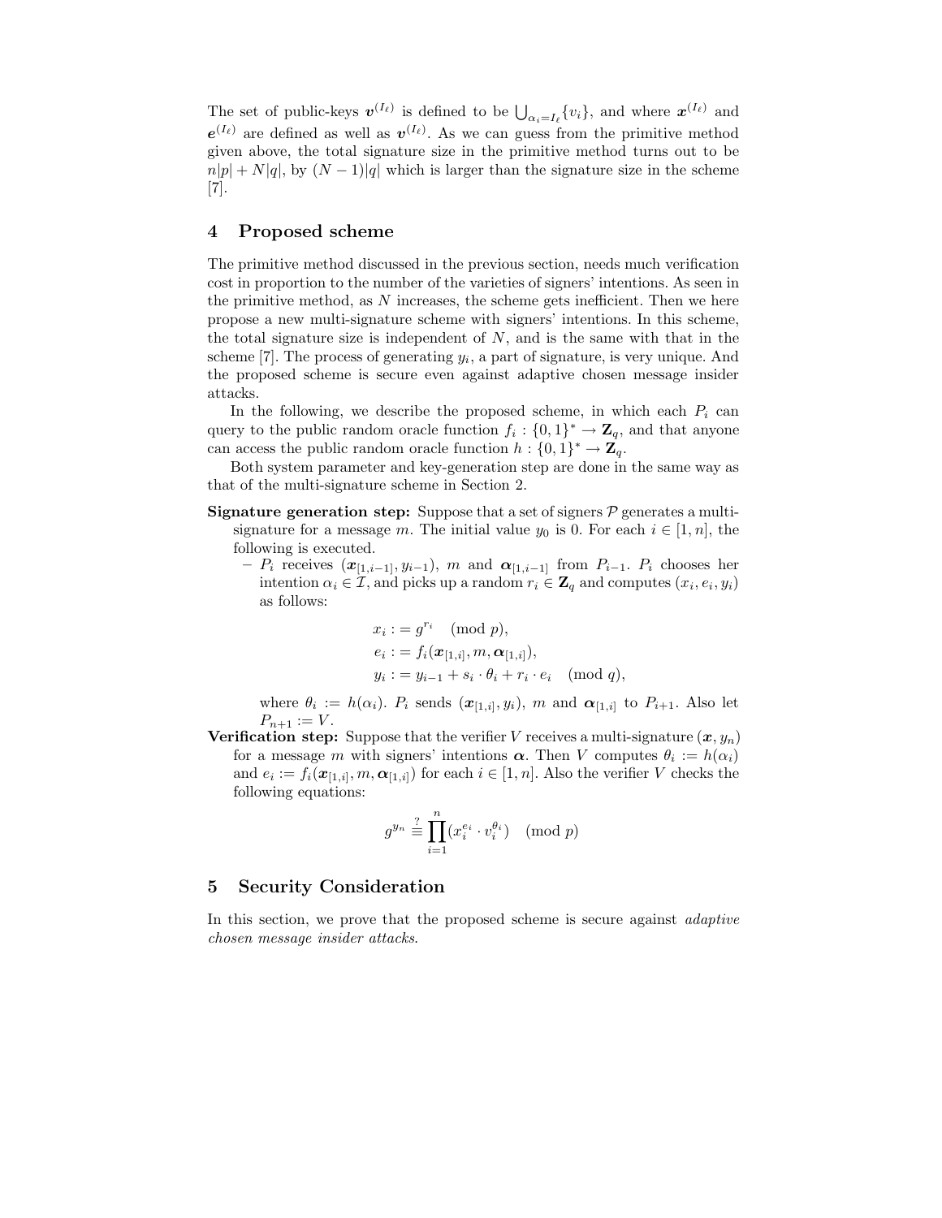The set of public-keys $\boldsymbol{v}^{(I_\ell)}$ is defined to be $\bigcup_{\alpha_i = I_\ell}\{v_i\}$, and where $\boldsymbol{x}^{(I_\ell)}$ and $\boldsymbol{e}^{(I_\ell)}$ are defined as well as $\boldsymbol{v}^{(I_\ell)}$. As we can guess from the primitive method given above, the total signature size in the primitive method turns out to be $n|p| + N|q|$, by $(N-1)|q|$ which is larger than the signature size in the scheme [7].

## 4 Proposed scheme

The primitive method discussed in the previous section, needs much verification cost in proportion to the number of the varieties of signers' intentions. As seen in the primitive method, as $N$ increases, the scheme gets inefficient. Then we here propose a new multi-signature scheme with signers' intentions. In this scheme, the total signature size is independent of $N$, and is the same with that in the scheme [7]. The process of generating $y_i$, a part of signature, is very unique. And the proposed scheme is secure even against adaptive chosen message insider attacks.

In the following, we describe the proposed scheme, in which each $P_i$ can query to the public random oracle function $f_i : \{0,1\}^* \rightarrow \mathbf{Z}_q$, and that anyone can access the public random oracle function $h : \{0,1\}^* \rightarrow \mathbf{Z}_q$.

Both system parameter and key-generation step are done in the same way as that of the multi-signature scheme in Section 2.

**Signature generation step:** Suppose that a set of signers $\mathcal{P}$ generates a multi-signature for a message $m$. The initial value $y_0$ is 0. For each $i \in [1, n]$, the following is executed.

- $P_i$ receives $(\boldsymbol{x}_{[1,i-1]}, y_{i-1})$, $m$ and $\boldsymbol{\alpha}_{[1,i-1]}$ from $P_{i-1}$. $P_i$ chooses her intention $\alpha_i \in \mathcal{I}$, and picks up a random $r_i \in \mathbf{Z}_q$ and computes $(x_i, e_i, y_i)$ as follows:

$$\begin{aligned}
x_i &:= g^{r_i} \pmod p, \\
e_i &:= f_i(\boldsymbol{x}_{[1,i]}, m, \boldsymbol{\alpha}_{[1,i]}), \\
y_i &:= y_{i-1} + s_i \cdot \theta_i + r_i \cdot e_i \pmod q,
\end{aligned}$$

where $\theta_i := h(\alpha_i)$. $P_i$ sends $(\boldsymbol{x}_{[1,i]}, y_i)$, $m$ and $\boldsymbol{\alpha}_{[1,i]}$ to $P_{i+1}$. Also let $P_{n+1} := V$.

**Verification step:** Suppose that the verifier $V$ receives a multi-signature $(\boldsymbol{x}, y_n)$ for a message $m$ with signers' intentions $\boldsymbol{\alpha}$. Then $V$ computes $\theta_i := h(\alpha_i)$ and $e_i := f_i(\boldsymbol{x}_{[1,i]}, m, \boldsymbol{\alpha}_{[1,i]})$ for each $i \in [1, n]$. Also the verifier $V$ checks the following equations:

$$g^{y_n} \stackrel{?}{\equiv} \prod_{i=1}^{n} (x_i^{e_i} \cdot v_i^{\theta_i}) \pmod p$$

## 5 Security Consideration

In this section, we prove that the proposed scheme is secure against *adaptive chosen message insider attacks*.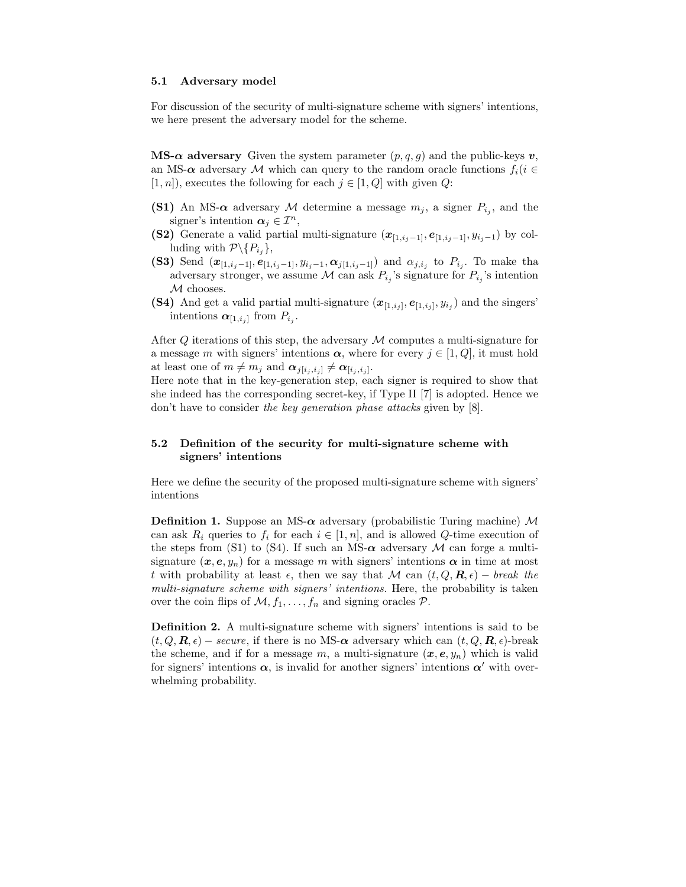### 5.1 Adversary model

For discussion of the security of multi-signature scheme with signers' intentions, we here present the adversary model for the scheme.

**MS-$\boldsymbol{\alpha}$ adversary** Given the system parameter $(p, q, g)$ and the public-keys $\boldsymbol{v}$, an MS-$\boldsymbol{\alpha}$ adversary $\mathcal{M}$ which can query to the random oracle functions $f_i (i \in [1, n])$, executes the following for each $j \in [1, Q]$ with given $Q$:

- **(S1)** An MS-$\boldsymbol{\alpha}$ adversary $\mathcal{M}$ determine a message $m_j$, a signer $P_{i_j}$, and the signer's intention $\boldsymbol{\alpha}_j \in \mathcal{I}^n$,
- **(S2)** Generate a valid partial multi-signature $(\boldsymbol{x}_{[1,i_j-1]}, \boldsymbol{e}_{[1,i_j-1]}, y_{i_j-1})$ by colluding with $\mathcal{P}\backslash\{P_{i_j}\}$,
- **(S3)** Send $(\boldsymbol{x}_{[1,i_j-1]}, \boldsymbol{e}_{[1,i_j-1]}, y_{i_j-1}, \boldsymbol{\alpha}_{j[1,i_j-1]})$ and $\alpha_{j,i_j}$ to $P_{i_j}$. To make tha adversary stronger, we assume $\mathcal{M}$ can ask $P_{i_j}$'s signature for $P_{i_j}$'s intention $\mathcal{M}$ chooses.
- **(S4)** And get a valid partial multi-signature $(\boldsymbol{x}_{[1,i_j]}, \boldsymbol{e}_{[1,i_j]}, y_{i_j})$ and the singers' intentions $\boldsymbol{\alpha}_{[1,i_j]}$ from $P_{i_j}$.

After $Q$ iterations of this step, the adversary $\mathcal{M}$ computes a multi-signature for a message $m$ with signers' intentions $\boldsymbol{\alpha}$, where for every $j \in [1, Q]$, it must hold at least one of $m \neq m_j$ and $\boldsymbol{\alpha}_{j[i_j,i_j]} \neq \boldsymbol{\alpha}_{[i_j,i_j]}$.
Here note that in the key-generation step, each signer is required to show that she indeed has the corresponding secret-key, if Type II [7] is adopted. Hence we don't have to consider *the key generation phase attacks* given by [8].

### 5.2 Definition of the security for multi-signature scheme with signers' intentions

Here we define the security of the proposed multi-signature scheme with signers' intentions

**Definition 1.** Suppose an MS-$\boldsymbol{\alpha}$ adversary (probabilistic Turing machine) $\mathcal{M}$ can ask $R_i$ queries to $f_i$ for each $i \in [1, n]$, and is allowed $Q$-time execution of the steps from (S1) to (S4). If such an MS-$\boldsymbol{\alpha}$ adversary $\mathcal{M}$ can forge a multi-signature $(\boldsymbol{x}, \boldsymbol{e}, y_n)$ for a message $m$ with signers' intentions $\boldsymbol{\alpha}$ in time at most $t$ with probability at least $\epsilon$, then we say that $\mathcal{M}$ can $(t, Q, \boldsymbol{R}, \epsilon) -$ *break the multi-signature scheme with signers' intentions.* Here, the probability is taken over the coin flips of $\mathcal{M}, f_1, \ldots, f_n$ and signing oracles $\mathcal{P}$.

**Definition 2.** A multi-signature scheme with signers' intentions is said to be $(t, Q, \boldsymbol{R}, \epsilon) -$ *secure*, if there is no MS-$\boldsymbol{\alpha}$ adversary which can $(t, Q, \boldsymbol{R}, \epsilon)$-break the scheme, and if for a message $m$, a multi-signature $(\boldsymbol{x}, \boldsymbol{e}, y_n)$ which is valid for signers' intentions $\boldsymbol{\alpha}$, is invalid for another signers' intentions $\boldsymbol{\alpha}'$ with overwhelming probability.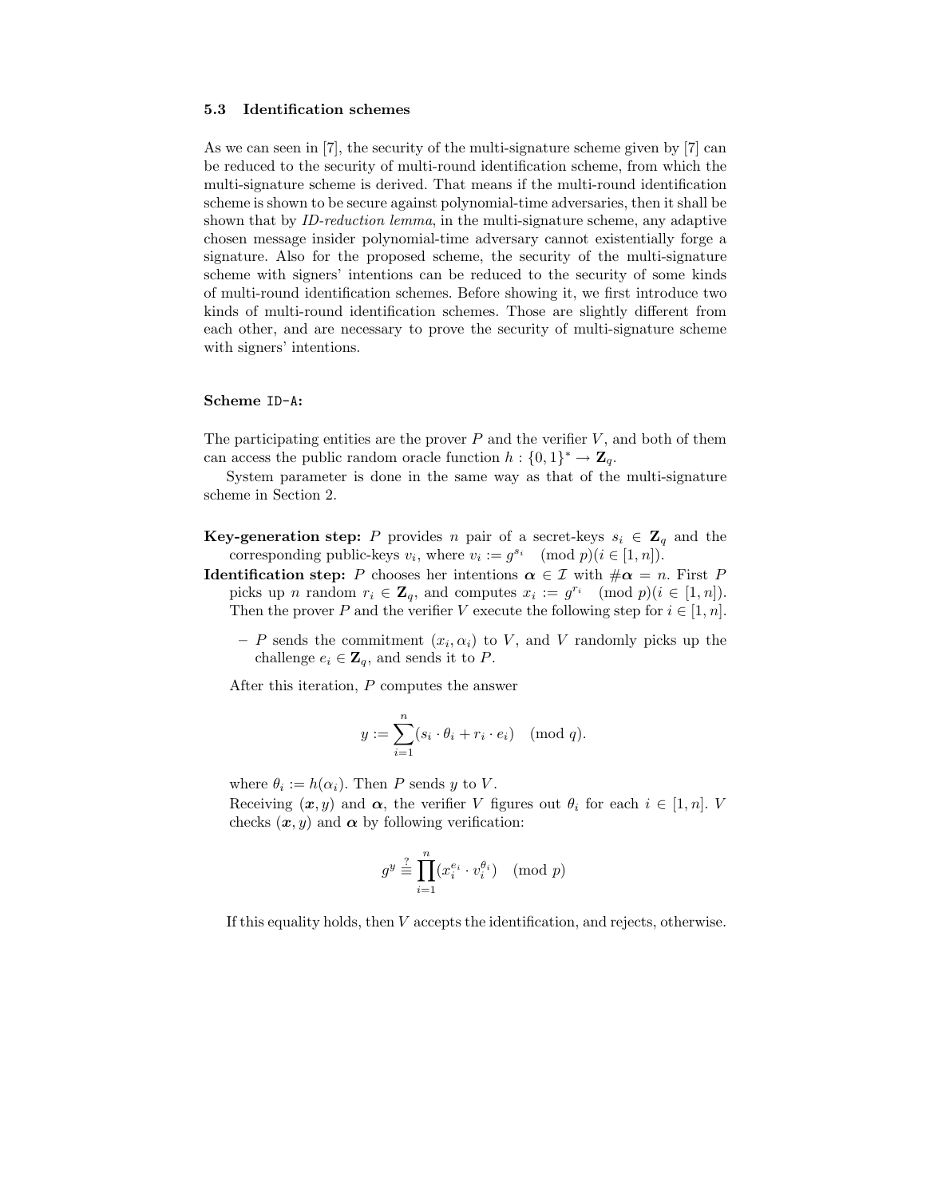### 5.3 Identification schemes

As we can seen in [7], the security of the multi-signature scheme given by [7] can be reduced to the security of multi-round identification scheme, from which the multi-signature scheme is derived. That means if the multi-round identification scheme is shown to be secure against polynomial-time adversaries, then it shall be shown that by *ID-reduction lemma*, in the multi-signature scheme, any adaptive chosen message insider polynomial-time adversary cannot existentially forge a signature. Also for the proposed scheme, the security of the multi-signature scheme with signers' intentions can be reduced to the security of some kinds of multi-round identification schemes. Before showing it, we first introduce two kinds of multi-round identification schemes. Those are slightly different from each other, and are necessary to prove the security of multi-signature scheme with signers' intentions.

**Scheme ID-A:**

The participating entities are the prover $P$ and the verifier $V$, and both of them can access the public random oracle function $h : \{0,1\}^* \to \mathbf{Z}_q$.

System parameter is done in the same way as that of the multi-signature scheme in Section 2.

**Key-generation step:** $P$ provides $n$ pair of a secret-keys $s_i \in \mathbf{Z}_q$ and the corresponding public-keys $v_i$, where $v_i := g^{s_i} \pmod{p} (i \in [1, n])$.

**Identification step:** $P$ chooses her intentions $\boldsymbol{\alpha} \in \mathcal{I}$ with $\#\boldsymbol{\alpha} = n$. First $P$ picks up $n$ random $r_i \in \mathbf{Z}_q$, and computes $x_i := g^{r_i} \pmod{p} (i \in [1, n])$. Then the prover $P$ and the verifier $V$ execute the following step for $i \in [1, n]$.

- $P$ sends the commitment $(x_i, \alpha_i)$ to $V$, and $V$ randomly picks up the challenge $e_i \in \mathbf{Z}_q$, and sends it to $P$.

After this iteration, $P$ computes the answer

$$y := \sum_{i=1}^{n} (s_i \cdot \theta_i + r_i \cdot e_i) \pmod{q}.$$

where $\theta_i := h(\alpha_i)$. Then $P$ sends $y$ to $V$.

Receiving $(\boldsymbol{x}, y)$ and $\boldsymbol{\alpha}$, the verifier $V$ figures out $\theta_i$ for each $i \in [1, n]$. $V$ checks $(\boldsymbol{x}, y)$ and $\boldsymbol{\alpha}$ by following verification:

$$g^y \stackrel{?}{\equiv} \prod_{i=1}^{n} (x_i^{e_i} \cdot v_i^{\theta_i}) \pmod{p}$$

If this equality holds, then $V$ accepts the identification, and rejects, otherwise.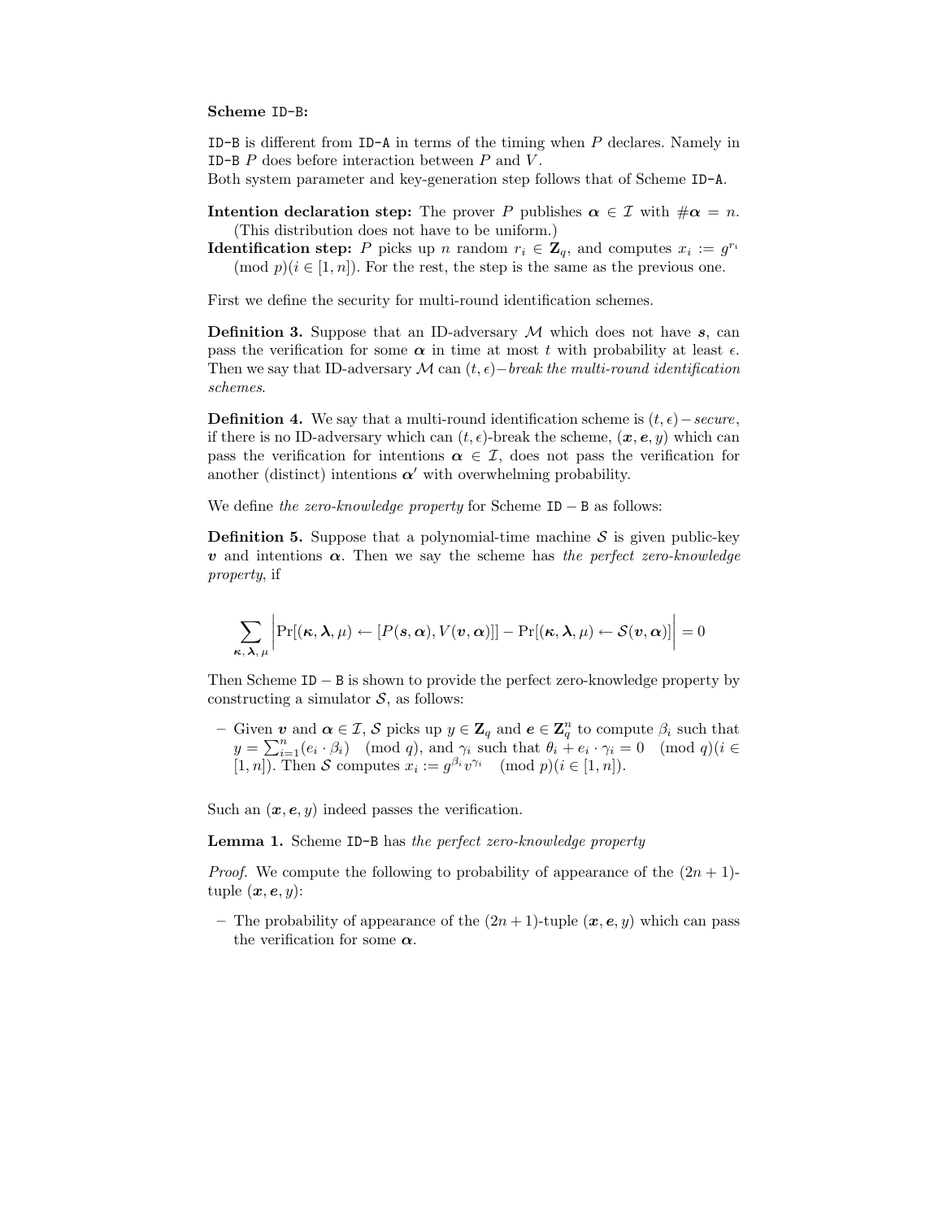**Scheme ID-B:**

ID-B is different from ID-A in terms of the timing when $P$ declares. Namely in ID-B $P$ does before interaction between $P$ and $V$.
Both system parameter and key-generation step follows that of Scheme ID-A.

**Intention declaration step:** The prover $P$ publishes $\boldsymbol{\alpha} \in \mathcal{I}$ with $\#\boldsymbol{\alpha} = n$. (This distribution does not have to be uniform.)

**Identification step:** $P$ picks up $n$ random $r_i \in \mathbf{Z}_q$, and computes $x_i := g^{r_i} \pmod{p} (i \in [1, n])$. For the rest, the step is the same as the previous one.

First we define the security for multi-round identification schemes.

**Definition 3.** Suppose that an ID-adversary $\mathcal{M}$ which does not have $\boldsymbol{s}$, can pass the verification for some $\boldsymbol{\alpha}$ in time at most $t$ with probability at least $\epsilon$. Then we say that ID-adversary $\mathcal{M}$ can $(t, \epsilon)-$*break the multi-round identification schemes*.

**Definition 4.** We say that a multi-round identification scheme is $(t, \epsilon)-$*secure*, if there is no ID-adversary which can $(t, \epsilon)$-break the scheme, $(\boldsymbol{x}, \boldsymbol{e}, y)$ which can pass the verification for intentions $\boldsymbol{\alpha} \in \mathcal{I}$, does not pass the verification for another (distinct) intentions $\boldsymbol{\alpha}'$ with overwhelming probability.

We define *the zero-knowledge property* for Scheme ID − B as follows:

**Definition 5.** Suppose that a polynomial-time machine $\mathcal{S}$ is given public-key $\boldsymbol{v}$ and intentions $\boldsymbol{\alpha}$. Then we say the scheme has *the perfect zero-knowledge property*, if

$$\sum_{\boldsymbol{\kappa}, \boldsymbol{\lambda}, \mu} \left| \Pr[(\boldsymbol{\kappa}, \boldsymbol{\lambda}, \mu) \leftarrow [P(\boldsymbol{s}, \boldsymbol{\alpha}), V(\boldsymbol{v}, \boldsymbol{\alpha})]] - \Pr[(\boldsymbol{\kappa}, \boldsymbol{\lambda}, \mu) \leftarrow \mathcal{S}(\boldsymbol{v}, \boldsymbol{\alpha})] \right| = 0$$

Then Scheme ID − B is shown to provide the perfect zero-knowledge property by constructing a simulator $\mathcal{S}$, as follows:

- Given $\boldsymbol{v}$ and $\boldsymbol{\alpha} \in \mathcal{I}$, $\mathcal{S}$ picks up $y \in \mathbf{Z}_q$ and $\boldsymbol{e} \in \mathbf{Z}_q^n$ to compute $\beta_i$ such that $y = \sum_{i=1}^{n} (e_i \cdot \beta_i) \pmod{q}$, and $\gamma_i$ such that $\theta_i + e_i \cdot \gamma_i = 0 \pmod{q} (i \in [1, n])$. Then $\mathcal{S}$ computes $x_i := g^{\beta_i} v^{\gamma_i} \pmod{p} (i \in [1, n])$.

Such an $(\boldsymbol{x}, \boldsymbol{e}, y)$ indeed passes the verification.

**Lemma 1.** Scheme ID-B has *the perfect zero-knowledge property*

*Proof.* We compute the following to probability of appearance of the $(2n + 1)$-tuple $(\boldsymbol{x}, \boldsymbol{e}, y)$:

- The probability of appearance of the $(2n + 1)$-tuple $(\boldsymbol{x}, \boldsymbol{e}, y)$ which can pass the verification for some $\boldsymbol{\alpha}$.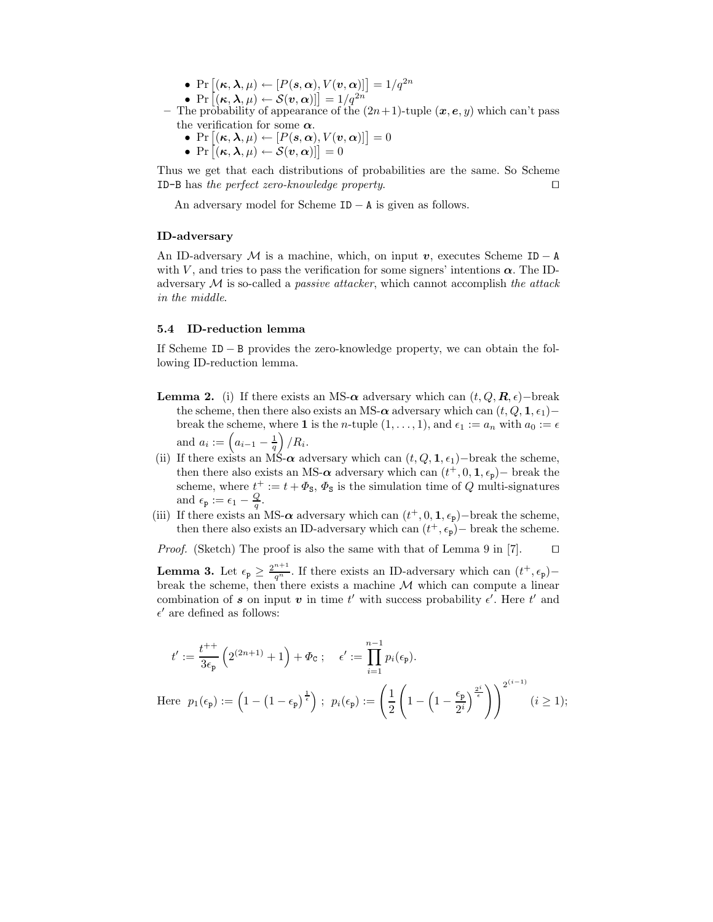- $\Pr\left[(\boldsymbol{\kappa}, \boldsymbol{\lambda}, \mu) \leftarrow [P(\boldsymbol{s}, \boldsymbol{\alpha}), V(\boldsymbol{v}, \boldsymbol{\alpha})]\right] = 1/q^{2n}$
  - $\Pr\left[(\boldsymbol{\kappa}, \boldsymbol{\lambda}, \mu) \leftarrow \mathcal{S}(\boldsymbol{v}, \boldsymbol{\alpha})\right] = 1/q^{2n}$
- The probability of appearance of the $(2n+1)$-tuple $(\boldsymbol{x}, \boldsymbol{e}, y)$ which can't pass the verification for some $\boldsymbol{\alpha}$.
  - $\Pr\left[(\boldsymbol{\kappa}, \boldsymbol{\lambda}, \mu) \leftarrow [P(\boldsymbol{s}, \boldsymbol{\alpha}), V(\boldsymbol{v}, \boldsymbol{\alpha})]\right] = 0$
  - $\Pr\left[(\boldsymbol{\kappa}, \boldsymbol{\lambda}, \mu) \leftarrow \mathcal{S}(\boldsymbol{v}, \boldsymbol{\alpha})\right] = 0$

Thus we get that each distributions of probabilities are the same. So Scheme ID-B has *the perfect zero-knowledge property.* □

An adversary model for Scheme ID − A is given as follows.

**ID-adversary**

An ID-adversary $\mathcal{M}$ is a machine, which, on input $\boldsymbol{v}$, executes Scheme ID − A with $V$, and tries to pass the verification for some signers' intentions $\boldsymbol{\alpha}$. The ID-adversary $\mathcal{M}$ is so-called a *passive attacker*, which cannot accomplish *the attack in the middle*.

### 5.4 ID-reduction lemma

If Scheme ID − B provides the zero-knowledge property, we can obtain the following ID-reduction lemma.

**Lemma 2.** (i) If there exists an MS-$\boldsymbol{\alpha}$ adversary which can $(t, Q, \boldsymbol{R}, \epsilon)-$break the scheme, then there also exists an MS-$\boldsymbol{\alpha}$ adversary which can $(t, Q, \mathbf{1}, \epsilon_1)-$break the scheme, where $\mathbf{1}$ is the $n$-tuple $(1, \ldots, 1)$, and $\epsilon_1 := a_n$ with $a_0 := \epsilon$ and $a_i := \left(a_{i-1} - \frac{1}{q}\right)/R_i$.

(ii) If there exists an MS-$\boldsymbol{\alpha}$ adversary which can $(t, Q, \mathbf{1}, \epsilon_1)-$break the scheme, then there also exists an MS-$\boldsymbol{\alpha}$ adversary which can $(t^+, 0, \mathbf{1}, \epsilon_{\mathtt{p}})-$ break the scheme, where $t^+ := t + \Phi_{\mathtt{S}}$, $\Phi_{\mathtt{S}}$ is the simulation time of $Q$ multi-signatures and $\epsilon_{\mathtt{p}} := \epsilon_1 - \frac{Q}{q}$.

(iii) If there exists an MS-$\boldsymbol{\alpha}$ adversary which can $(t^+, 0, \mathbf{1}, \epsilon_{\mathtt{p}})-$break the scheme, then there also exists an ID-adversary which can $(t^+, \epsilon_{\mathtt{p}})-$ break the scheme.

*Proof.* (Sketch) The proof is also the same with that of Lemma 9 in [7]. □

**Lemma 3.** Let $\epsilon_{\mathtt{p}} \geq \frac{2^{n+1}}{q^n}$. If there exists an ID-adversary which can $(t^+, \epsilon_{\mathtt{p}})-$break the scheme, then there exists a machine $\mathcal{M}$ which can compute a linear combination of $\boldsymbol{s}$ on input $\boldsymbol{v}$ in time $t'$ with success probability $\epsilon'$. Here $t'$ and $\epsilon'$ are defined as follows:

$$t' := \frac{t^{++}}{3\epsilon_{\mathtt{p}}}\left(2^{(2n+1)} + 1\right) + \Phi_{\mathtt{C}}\,; \quad \epsilon' := \prod_{i=1}^{n-1} p_i(\epsilon_{\mathtt{p}}).$$

Here $p_1(\epsilon_{\mathtt{p}}) := \left(1 - \left(1 - \epsilon_{\mathtt{p}}\right)^{\frac{1}{\epsilon}}\right)$; $p_i(\epsilon_{\mathtt{p}}) := \left(\frac{1}{2}\left(1 - \left(1 - \frac{\epsilon_{\mathtt{p}}}{2^i}\right)^{\frac{2^i}{\epsilon}}\right)\right)^{2^{(i-1)}}$ $(i \geq 1)$;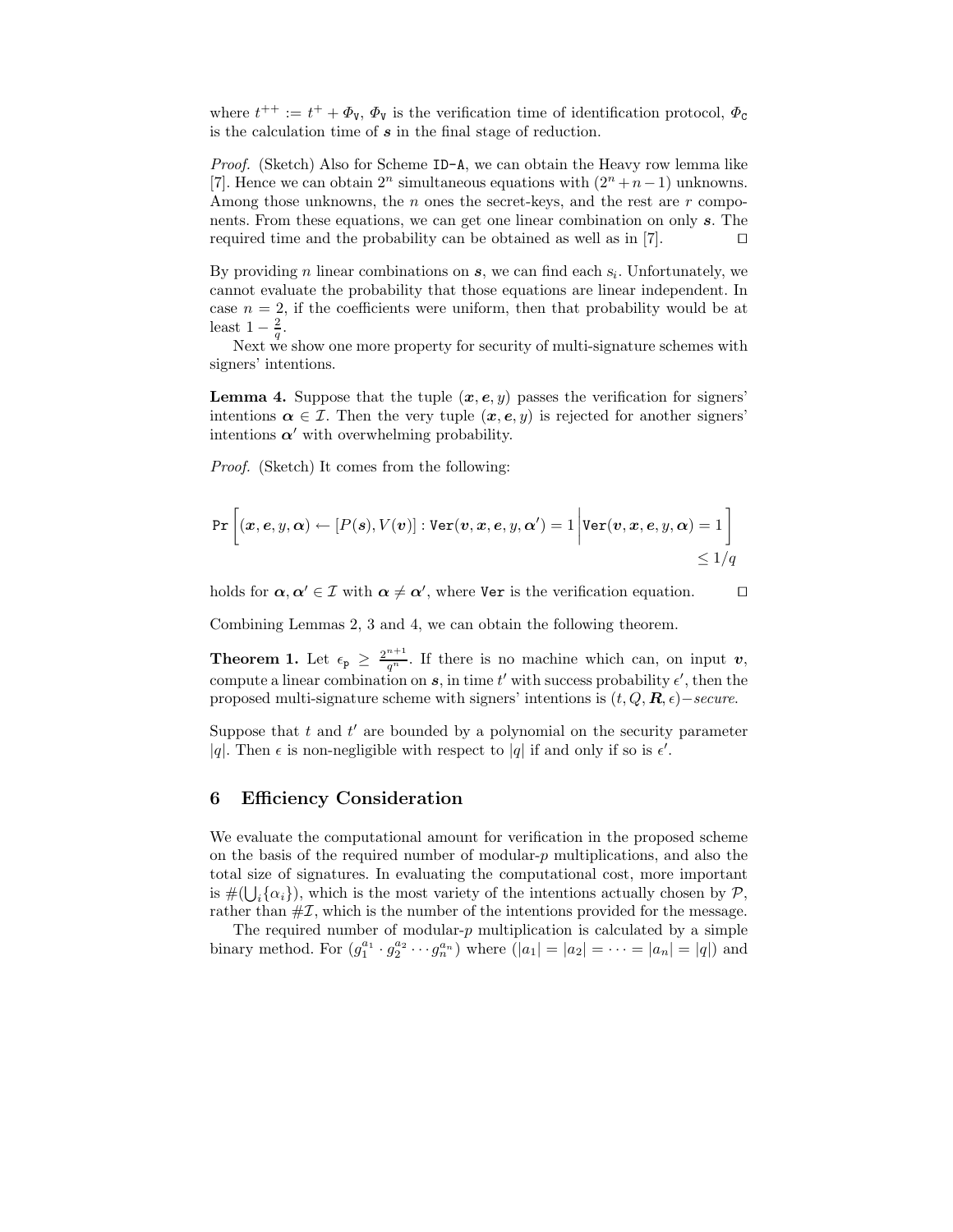where $t^{++} := t^{+} + \Phi_{\mathtt{V}}$, $\Phi_{\mathtt{V}}$ is the verification time of identification protocol, $\Phi_{\mathtt{C}}$ is the calculation time of $\boldsymbol{s}$ in the final stage of reduction.

*Proof.* (Sketch) Also for Scheme ID-A, we can obtain the Heavy row lemma like [7]. Hence we can obtain $2^n$ simultaneous equations with $(2^n + n - 1)$ unknowns. Among those unknowns, the $n$ ones the secret-keys, and the rest are $r$ components. From these equations, we can get one linear combination on only $\boldsymbol{s}$. The required time and the probability can be obtained as well as in [7]. □

By providing $n$ linear combinations on $\boldsymbol{s}$, we can find each $s_i$. Unfortunately, we cannot evaluate the probability that those equations are linear independent. In case $n = 2$, if the coefficients were uniform, then that probability would be at least $1 - \frac{2}{q}$.

Next we show one more property for security of multi-signature schemes with signers' intentions.

**Lemma 4.** *Suppose that the tuple $(\boldsymbol{x}, \boldsymbol{e}, y)$ passes the verification for signers' intentions $\boldsymbol{\alpha} \in \mathcal{I}$. Then the very tuple $(\boldsymbol{x}, \boldsymbol{e}, y)$ is rejected for another signers' intentions $\boldsymbol{\alpha}'$ with overwhelming probability.*

*Proof.* (Sketch) It comes from the following:

$$\mathtt{Pr}\left[ (\boldsymbol{x}, \boldsymbol{e}, y, \boldsymbol{\alpha}) \leftarrow [P(\boldsymbol{s}), V(\boldsymbol{v})] : \mathtt{Ver}(\boldsymbol{v}, \boldsymbol{x}, \boldsymbol{e}, y, \boldsymbol{\alpha}') = 1 \middle| \mathtt{Ver}(\boldsymbol{v}, \boldsymbol{x}, \boldsymbol{e}, y, \boldsymbol{\alpha}) = 1 \right] \leq 1/q$$

holds for $\boldsymbol{\alpha}, \boldsymbol{\alpha}' \in \mathcal{I}$ with $\boldsymbol{\alpha} \neq \boldsymbol{\alpha}'$, where Ver is the verification equation. □

Combining Lemmas 2, 3 and 4, we can obtain the following theorem.

**Theorem 1.** *Let $\epsilon_{\mathtt{p}} \geq \frac{2^{n+1}}{q^n}$. If there is no machine which can, on input $\boldsymbol{v}$, compute a linear combination on $\boldsymbol{s}$, in time $t'$ with success probability $\epsilon'$, then the proposed multi-signature scheme with signers' intentions is $(t, Q, \boldsymbol{R}, \epsilon)$−secure.*

Suppose that $t$ and $t'$ are bounded by a polynomial on the security parameter $|q|$. Then $\epsilon$ is non-negligible with respect to $|q|$ if and only if so is $\epsilon'$.

## 6 Efficiency Consideration

We evaluate the computational amount for verification in the proposed scheme on the basis of the required number of modular-$p$ multiplications, and also the total size of signatures. In evaluating the computational cost, more important is $\#(\bigcup_i \{\alpha_i\})$, which is the most variety of the intentions actually chosen by $\mathcal{P}$, rather than $\#\mathcal{I}$, which is the number of the intentions provided for the message.

The required number of modular-$p$ multiplication is calculated by a simple binary method. For $(g_1^{a_1} \cdot g_2^{a_2} \cdots g_n^{a_n})$ where $(|a_1| = |a_2| = \cdots = |a_n| = |q|)$ and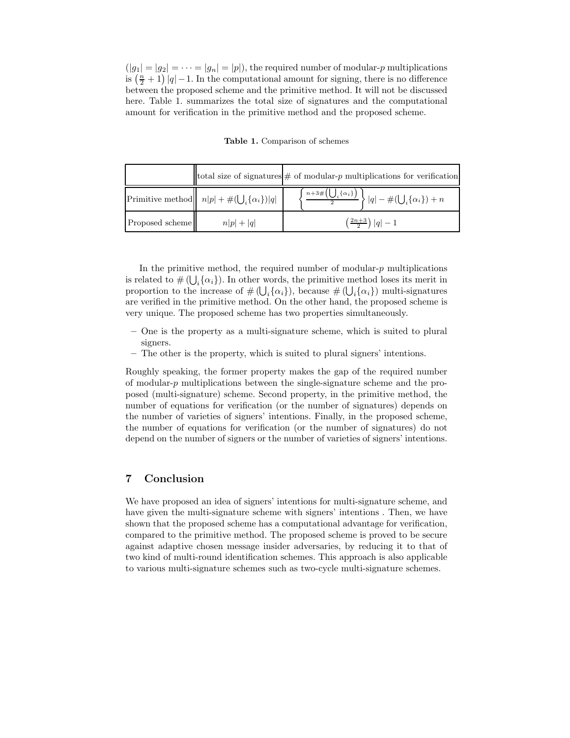($|g_1| = |g_2| = \cdots = |g_n| = |p|$), the required number of modular-$p$ multiplications is $\left(\frac{n}{2}+1\right)|q|-1$. In the computational amount for signing, there is no difference between the proposed scheme and the primitive method. It will not be discussed here. Table 1. summarizes the total size of signatures and the computational amount for verification in the primitive method and the proposed scheme.

**Table 1.** Comparison of schemes

| | total size of signatures | # of modular-$p$ multiplications for verification |
|---|---|---|
| Primitive method | $n\lvert p\rvert + \#(\bigcup_i \{\alpha_i\})\lvert q\rvert$ | $\left\{\frac{n+3\#\left(\bigcup_i\{\alpha_i\}\right)}{2}\right\}\lvert q\rvert - \#(\bigcup_i\{\alpha_i\}) + n$ |
| Proposed scheme | $n\lvert p\rvert + \lvert q\rvert$ | $\left(\frac{2n+3}{2}\right)\lvert q\rvert - 1$ |

In the primitive method, the required number of modular-$p$ multiplications is related to $\#\left(\bigcup_i\{\alpha_i\}\right)$. In other words, the primitive method loses its merit in proportion to the increase of $\#\left(\bigcup_i\{\alpha_i\}\right)$, because $\#\left(\bigcup_i\{\alpha_i\}\right)$ multi-signatures are verified in the primitive method. On the other hand, the proposed scheme is very unique. The proposed scheme has two properties simultaneously.

- One is the property as a multi-signature scheme, which is suited to plural signers.
- The other is the property, which is suited to plural signers' intentions.

Roughly speaking, the former property makes the gap of the required number of modular-$p$ multiplications between the single-signature scheme and the proposed (multi-signature) scheme. Second property, in the primitive method, the number of equations for verification (or the number of signatures) depends on the number of varieties of signers' intentions. Finally, in the proposed scheme, the number of equations for verification (or the number of signatures) do not depend on the number of signers or the number of varieties of signers' intentions.

## 7 Conclusion

We have proposed an idea of signers' intentions for multi-signature scheme, and have given the multi-signature scheme with signers' intentions . Then, we have shown that the proposed scheme has a computational advantage for verification, compared to the primitive method. The proposed scheme is proved to be secure against adaptive chosen message insider adversaries, by reducing it to that of two kind of multi-round identification schemes. This approach is also applicable to various multi-signature schemes such as two-cycle multi-signature schemes.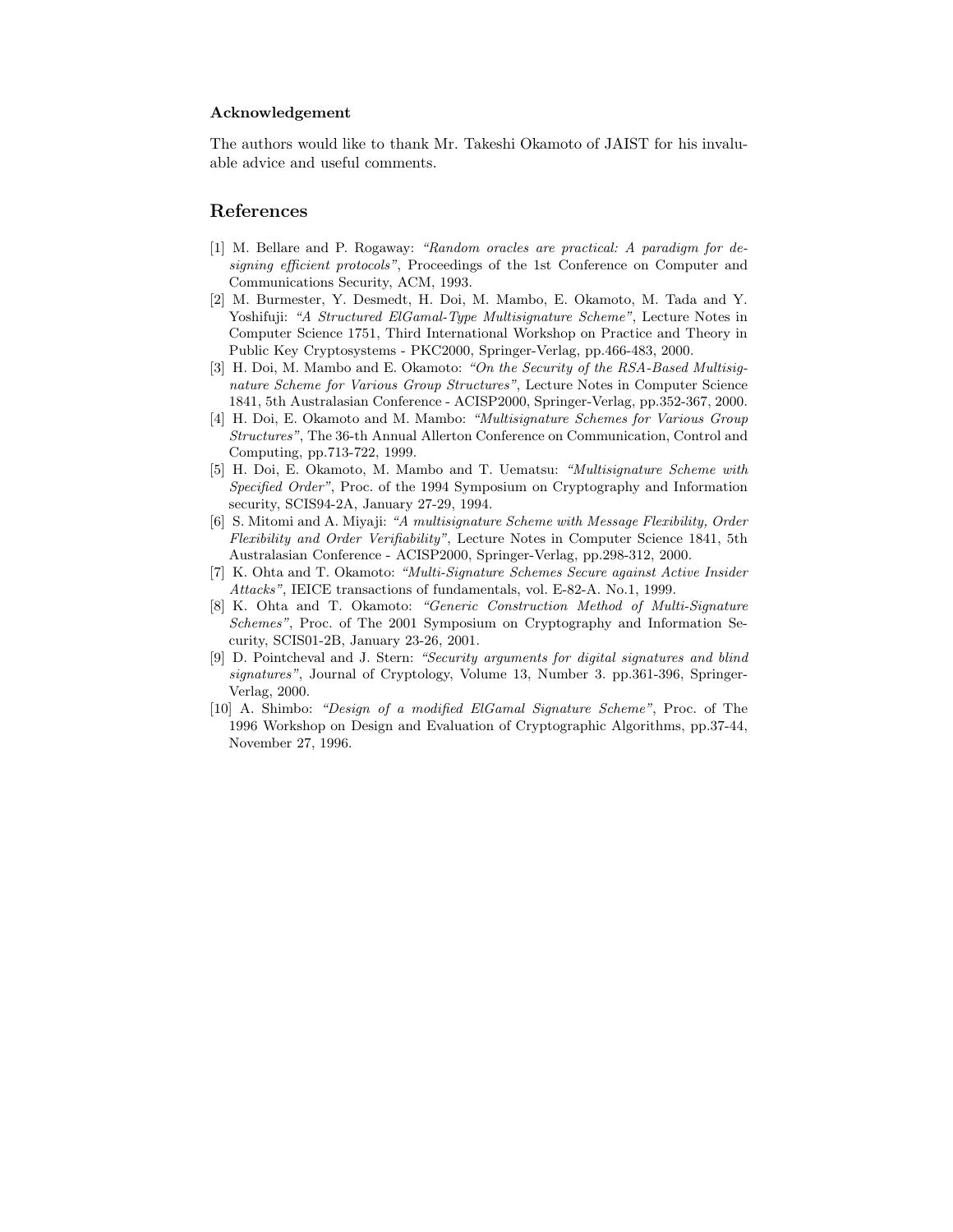### Acknowledgement

The authors would like to thank Mr. Takeshi Okamoto of JAIST for his invaluable advice and useful comments.

## References

[1] M. Bellare and P. Rogaway: *"Random oracles are practical: A paradigm for designing efficient protocols"*, Proceedings of the 1st Conference on Computer and Communications Security, ACM, 1993.

[2] M. Burmester, Y. Desmedt, H. Doi, M. Mambo, E. Okamoto, M. Tada and Y. Yoshifuji: *"A Structured ElGamal-Type Multisignature Scheme"*, Lecture Notes in Computer Science 1751, Third International Workshop on Practice and Theory in Public Key Cryptosystems - PKC2000, Springer-Verlag, pp.466-483, 2000.

[3] H. Doi, M. Mambo and E. Okamoto: *"On the Security of the RSA-Based Multisignature Scheme for Various Group Structures"*, Lecture Notes in Computer Science 1841, 5th Australasian Conference - ACISP2000, Springer-Verlag, pp.352-367, 2000.

[4] H. Doi, E. Okamoto and M. Mambo: *"Multisignature Schemes for Various Group Structures"*, The 36-th Annual Allerton Conference on Communication, Control and Computing, pp.713-722, 1999.

[5] H. Doi, E. Okamoto, M. Mambo and T. Uematsu: *"Multisignature Scheme with Specified Order"*, Proc. of the 1994 Symposium on Cryptography and Information security, SCIS94-2A, January 27-29, 1994.

[6] S. Mitomi and A. Miyaji: *"A multisignature Scheme with Message Flexibility, Order Flexibility and Order Verifiability"*, Lecture Notes in Computer Science 1841, 5th Australasian Conference - ACISP2000, Springer-Verlag, pp.298-312, 2000.

[7] K. Ohta and T. Okamoto: *"Multi-Signature Schemes Secure against Active Insider Attacks"*, IEICE transactions of fundamentals, vol. E-82-A. No.1, 1999.

[8] K. Ohta and T. Okamoto: *"Generic Construction Method of Multi-Signature Schemes"*, Proc. of The 2001 Symposium on Cryptography and Information Security, SCIS01-2B, January 23-26, 2001.

[9] D. Pointcheval and J. Stern: *"Security arguments for digital signatures and blind signatures"*, Journal of Cryptology, Volume 13, Number 3. pp.361-396, Springer-Verlag, 2000.

[10] A. Shimbo: *"Design of a modified ElGamal Signature Scheme"*, Proc. of The 1996 Workshop on Design and Evaluation of Cryptographic Algorithms, pp.37-44, November 27, 1996.